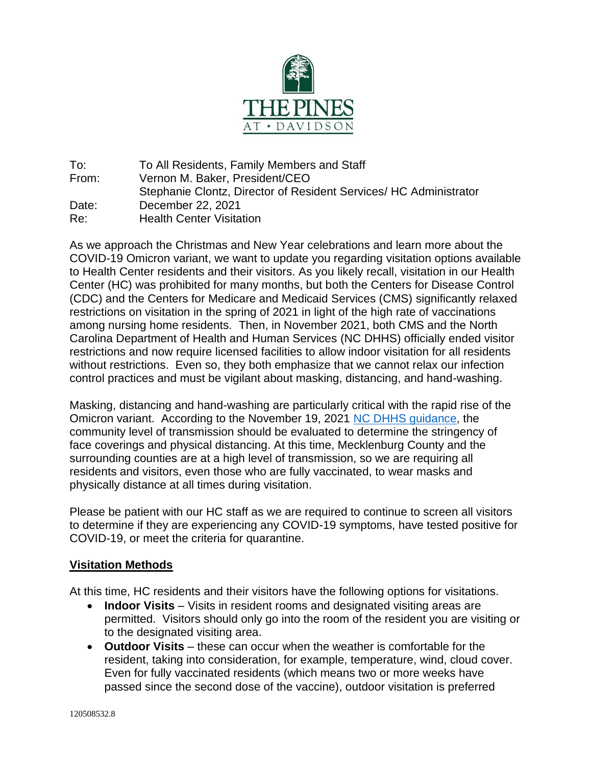THE PINES AT • DAVIDSON

To: To All Residents, Family Members and Staff
From: Vernon M. Baker, President/CEO
Stephanie Clontz, Director of Resident Services/ HC Administrator
Date: December 22, 2021
Re: Health Center Visitation

As we approach the Christmas and New Year celebrations and learn more about the COVID-19 Omicron variant, we want to update you regarding visitation options available to Health Center residents and their visitors. As you likely recall, visitation in our Health Center (HC) was prohibited for many months, but both the Centers for Disease Control (CDC) and the Centers for Medicare and Medicaid Services (CMS) significantly relaxed restrictions on visitation in the spring of 2021 in light of the high rate of vaccinations among nursing home residents. Then, in November 2021, both CMS and the North Carolina Department of Health and Human Services (NC DHHS) officially ended visitor restrictions and now require licensed facilities to allow indoor visitation for all residents without restrictions. Even so, they both emphasize that we cannot relax our infection control practices and must be vigilant about masking, distancing, and hand-washing.

Masking, distancing and hand-washing are particularly critical with the rapid rise of the Omicron variant. According to the November 19, 2021 NC DHHS guidance, the community level of transmission should be evaluated to determine the stringency of face coverings and physical distancing. At this time, Mecklenburg County and the surrounding counties are at a high level of transmission, so we are requiring all residents and visitors, even those who are fully vaccinated, to wear masks and physically distance at all times during visitation.

Please be patient with our HC staff as we are required to continue to screen all visitors to determine if they are experiencing any COVID-19 symptoms, have tested positive for COVID-19, or meet the criteria for quarantine.

## Visitation Methods

At this time, HC residents and their visitors have the following options for visitations.

- **Indoor Visits** – Visits in resident rooms and designated visiting areas are permitted. Visitors should only go into the room of the resident you are visiting or to the designated visiting area.
- **Outdoor Visits** – these can occur when the weather is comfortable for the resident, taking into consideration, for example, temperature, wind, cloud cover. Even for fully vaccinated residents (which means two or more weeks have passed since the second dose of the vaccine), outdoor visitation is preferred

120508532.8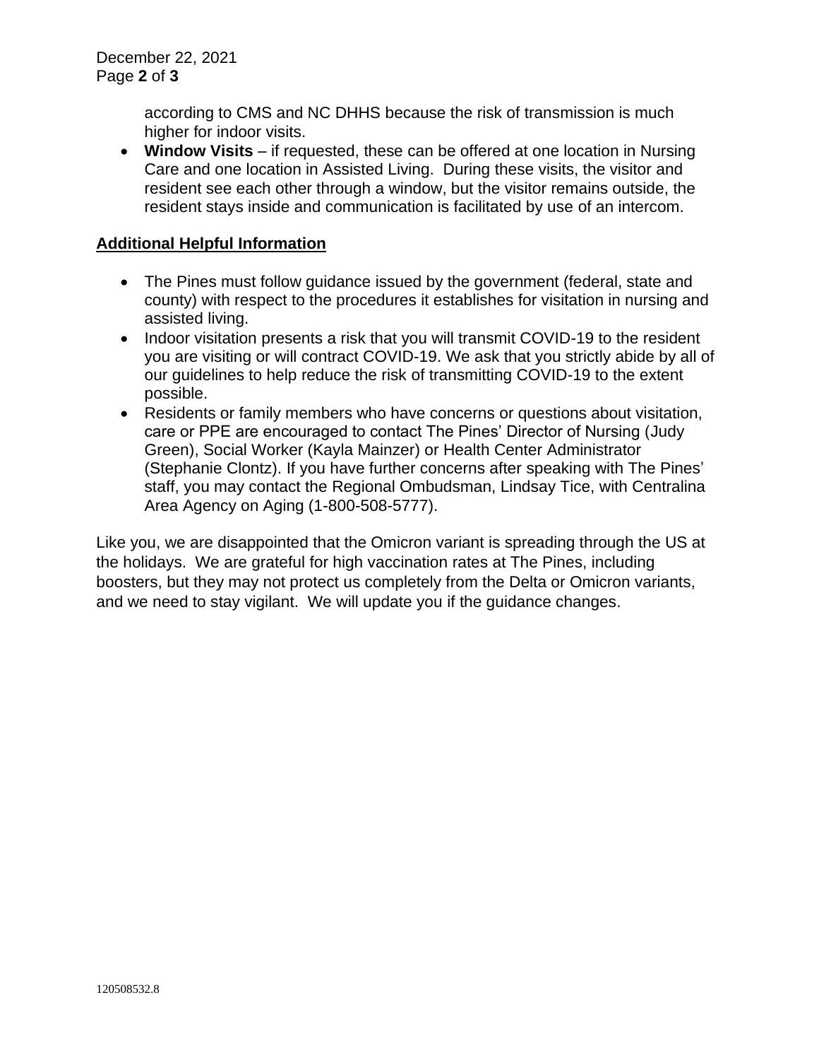according to CMS and NC DHHS because the risk of transmission is much higher for indoor visits.

- **Window Visits** – if requested, these can be offered at one location in Nursing Care and one location in Assisted Living. During these visits, the visitor and resident see each other through a window, but the visitor remains outside, the resident stays inside and communication is facilitated by use of an intercom.

## Additional Helpful Information

- The Pines must follow guidance issued by the government (federal, state and county) with respect to the procedures it establishes for visitation in nursing and assisted living.
- Indoor visitation presents a risk that you will transmit COVID-19 to the resident you are visiting or will contract COVID-19. We ask that you strictly abide by all of our guidelines to help reduce the risk of transmitting COVID-19 to the extent possible.
- Residents or family members who have concerns or questions about visitation, care or PPE are encouraged to contact The Pines' Director of Nursing (Judy Green), Social Worker (Kayla Mainzer) or Health Center Administrator (Stephanie Clontz). If you have further concerns after speaking with The Pines' staff, you may contact the Regional Ombudsman, Lindsay Tice, with Centralina Area Agency on Aging (1-800-508-5777).

Like you, we are disappointed that the Omicron variant is spreading through the US at the holidays. We are grateful for high vaccination rates at The Pines, including boosters, but they may not protect us completely from the Delta or Omicron variants, and we need to stay vigilant. We will update you if the guidance changes.

120508532.8